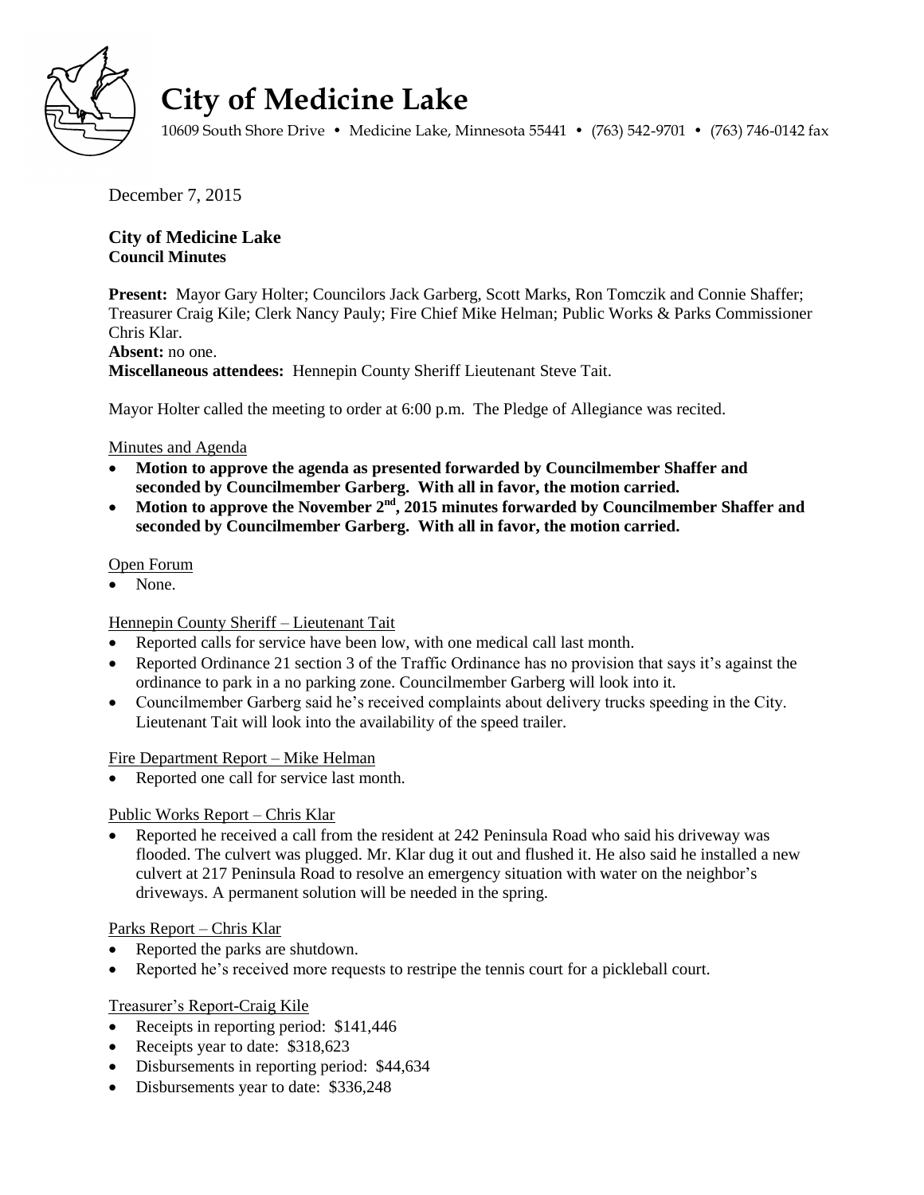# City of Medicine Lake

10609 South Shore Drive • Medicine Lake, Minnesota 55441 • (763) 542-9701 • (763) 746-0142 fax

December 7, 2015

**City of Medicine Lake**
**Council Minutes**

**Present:** Mayor Gary Holter; Councilors Jack Garberg, Scott Marks, Ron Tomczik and Connie Shaffer; Treasurer Craig Kile; Clerk Nancy Pauly; Fire Chief Mike Helman; Public Works & Parks Commissioner Chris Klar.
**Absent:** no one.
**Miscellaneous attendees:** Hennepin County Sheriff Lieutenant Steve Tait.

Mayor Holter called the meeting to order at 6:00 p.m. The Pledge of Allegiance was recited.

Minutes and Agenda

- **Motion to approve the agenda as presented forwarded by Councilmember Shaffer and seconded by Councilmember Garberg. With all in favor, the motion carried.**
- **Motion to approve the November 2nd, 2015 minutes forwarded by Councilmember Shaffer and seconded by Councilmember Garberg. With all in favor, the motion carried.**

Open Forum

- None.

Hennepin County Sheriff – Lieutenant Tait

- Reported calls for service have been low, with one medical call last month.
- Reported Ordinance 21 section 3 of the Traffic Ordinance has no provision that says it's against the ordinance to park in a no parking zone. Councilmember Garberg will look into it.
- Councilmember Garberg said he's received complaints about delivery trucks speeding in the City. Lieutenant Tait will look into the availability of the speed trailer.

Fire Department Report – Mike Helman

- Reported one call for service last month.

Public Works Report – Chris Klar

- Reported he received a call from the resident at 242 Peninsula Road who said his driveway was flooded. The culvert was plugged. Mr. Klar dug it out and flushed it. He also said he installed a new culvert at 217 Peninsula Road to resolve an emergency situation with water on the neighbor's driveways. A permanent solution will be needed in the spring.

Parks Report – Chris Klar

- Reported the parks are shutdown.
- Reported he's received more requests to restripe the tennis court for a pickleball court.

Treasurer's Report-Craig Kile

- Receipts in reporting period: $141,446
- Receipts year to date: $318,623
- Disbursements in reporting period: $44,634
- Disbursements year to date: $336,248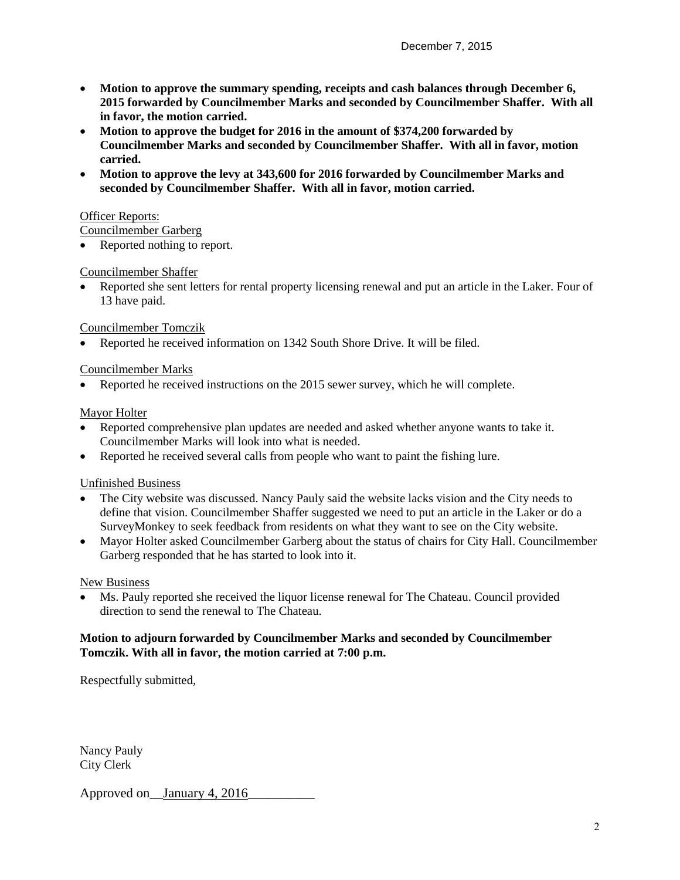- **Motion to approve the summary spending, receipts and cash balances through December 6, 2015 forwarded by Councilmember Marks and seconded by Councilmember Shaffer. With all in favor, the motion carried.**
- **Motion to approve the budget for 2016 in the amount of $374,200 forwarded by Councilmember Marks and seconded by Councilmember Shaffer. With all in favor, motion carried.**
- **Motion to approve the levy at 343,600 for 2016 forwarded by Councilmember Marks and seconded by Councilmember Shaffer. With all in favor, motion carried.**

Officer Reports:

Councilmember Garberg

- Reported nothing to report.

Councilmember Shaffer

- Reported she sent letters for rental property licensing renewal and put an article in the Laker. Four of 13 have paid.

Councilmember Tomczik

- Reported he received information on 1342 South Shore Drive. It will be filed.

Councilmember Marks

- Reported he received instructions on the 2015 sewer survey, which he will complete.

Mayor Holter

- Reported comprehensive plan updates are needed and asked whether anyone wants to take it. Councilmember Marks will look into what is needed.
- Reported he received several calls from people who want to paint the fishing lure.

Unfinished Business

- The City website was discussed. Nancy Pauly said the website lacks vision and the City needs to define that vision. Councilmember Shaffer suggested we need to put an article in the Laker or do a SurveyMonkey to seek feedback from residents on what they want to see on the City website.
- Mayor Holter asked Councilmember Garberg about the status of chairs for City Hall. Councilmember Garberg responded that he has started to look into it.

New Business

- Ms. Pauly reported she received the liquor license renewal for The Chateau. Council provided direction to send the renewal to The Chateau.

**Motion to adjourn forwarded by Councilmember Marks and seconded by Councilmember Tomczik. With all in favor, the motion carried at 7:00 p.m.**

Respectfully submitted,

Nancy Pauly
City Clerk

Approved on__January 4, 2016__________